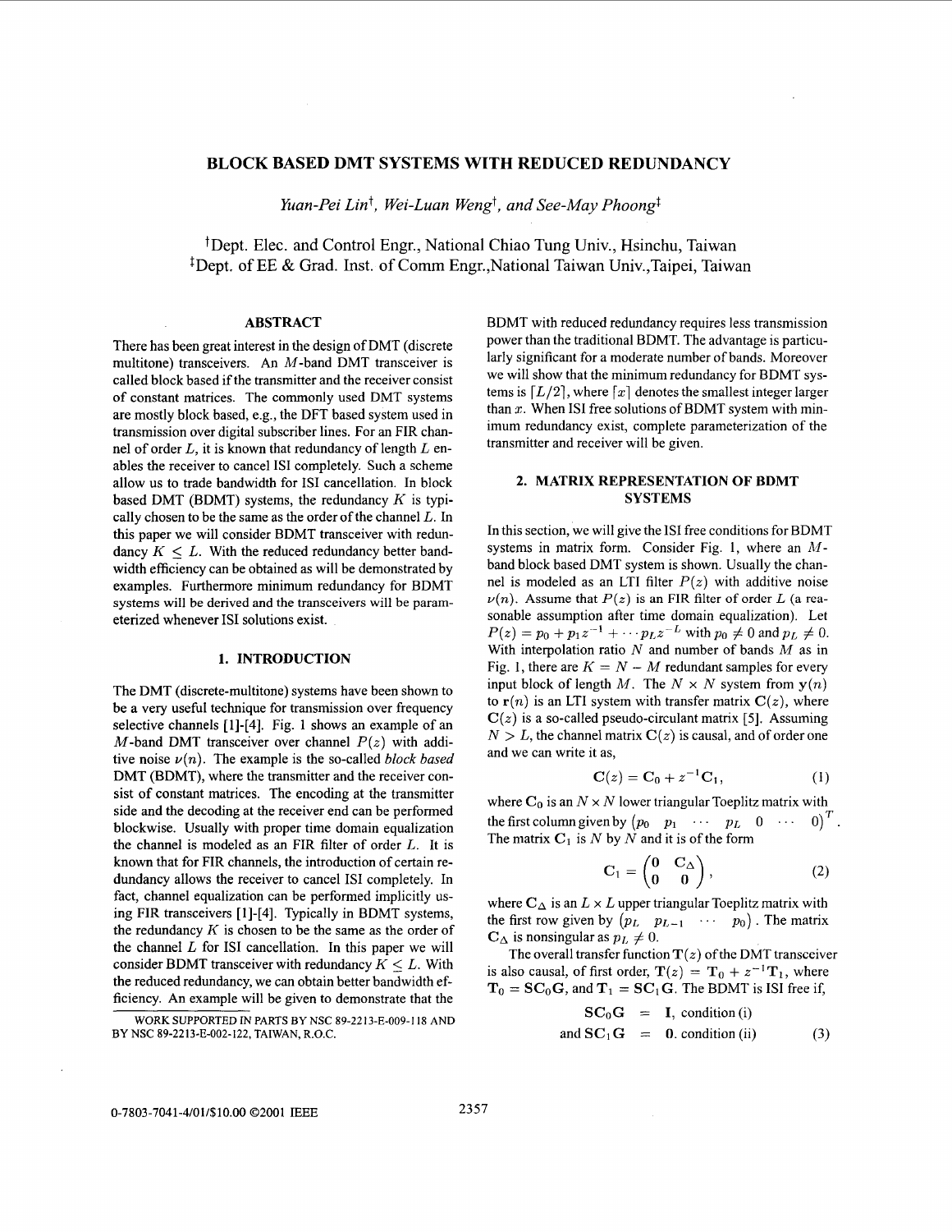# BLOCK BASED DMT SYSTEMS WITH REDUCED REDUNDANCY

*Yuan-Pei Lin*[†], *Wei-Luan Weng*[†], *and See-May Phoong*[‡]

[†]Dept. Elec. and Control Engr., National Chiao Tung Univ., Hsinchu, Taiwan
[‡]Dept. of EE & Grad. Inst. of Comm Engr.,National Taiwan Univ.,Taipei, Taiwan

## ABSTRACT

There has been great interest in the design of DMT (discrete multitone) transceivers. An $M$-band DMT transceiver is called block based if the transmitter and the receiver consist of constant matrices. The commonly used DMT systems are mostly block based, e.g., the DFT based system used in transmission over digital subscriber lines. For an FIR channel of order $L$, it is known that redundancy of length $L$ enables the receiver to cancel ISI completely. Such a scheme allow us to trade bandwidth for ISI cancellation. In block based DMT (BDMT) systems, the redundancy $K$ is typically chosen to be the same as the order of the channel $L$. In this paper we will consider BDMT transceiver with redundancy $K \leq L$. With the reduced redundancy better bandwidth efficiency can be obtained as will be demonstrated by examples. Furthermore minimum redundancy for BDMT systems will be derived and the transceivers will be parameterized whenever ISI solutions exist.

## 1. INTRODUCTION

The DMT (discrete-multitone) systems have been shown to be a very useful technique for transmission over frequency selective channels [1]-[4]. Fig. 1 shows an example of an $M$-band DMT transceiver over channel $P(z)$ with additive noise $\nu(n)$. The example is the so-called *block based* DMT (BDMT), where the transmitter and the receiver consist of constant matrices. The encoding at the transmitter side and the decoding at the receiver end can be performed blockwise. Usually with proper time domain equalization the channel is modeled as an FIR filter of order $L$. It is known that for FIR channels, the introduction of certain redundancy allows the receiver to cancel ISI completely. In fact, channel equalization can be performed implicitly using FIR transceivers [1]-[4]. Typically in BDMT systems, the redundancy $K$ is chosen to be the same as the order of the channel $L$ for ISI cancellation. In this paper we will consider BDMT transceiver with redundancy $K \leq L$. With the reduced redundancy, we can obtain better bandwidth efficiency. An example will be given to demonstrate that the BDMT with reduced redundancy requires less transmission power than the traditional BDMT. The advantage is particularly significant for a moderate number of bands. Moreover we will show that the minimum redundancy for BDMT systems is $\lceil L/2 \rceil$, where $\lceil x \rceil$ denotes the smallest integer larger than $x$. When ISI free solutions of BDMT system with minimum redundancy exist, complete parameterization of the transmitter and receiver will be given.

WORK SUPPORTED IN PARTS BY NSC 89-2213-E-009-118 AND BY NSC 89-2213-E-002-122, TAIWAN, R.O.C.

## 2. MATRIX REPRESENTATION OF BDMT SYSTEMS

In this section, we will give the ISI free conditions for BDMT systems in matrix form. Consider Fig. 1, where an $M$-band block based DMT system is shown. Usually the channel is modeled as an LTI filter $P(z)$ with additive noise $\nu(n)$. Assume that $P(z)$ is an FIR filter of order $L$ (a reasonable assumption after time domain equalization). Let $P(z) = p_0 + p_1 z^{-1} + \cdots p_L z^{-L}$ with $p_0 \neq 0$ and $p_L \neq 0$. With interpolation ratio $N$ and number of bands $M$ as in Fig. 1, there are $K = N - M$ redundant samples for every input block of length $M$. The $N \times N$ system from $\mathbf{y}(n)$ to $\mathbf{r}(n)$ is an LTI system with transfer matrix $\mathbf{C}(z)$, where $\mathbf{C}(z)$ is a so-called pseudo-circulant matrix [5]. Assuming $N > L$, the channel matrix $\mathbf{C}(z)$ is causal, and of order one and we can write it as,

$$\mathbf{C}(z) = \mathbf{C}_0 + z^{-1}\mathbf{C}_1, \tag{1}$$

where $\mathbf{C}_0$ is an $N \times N$ lower triangular Toeplitz matrix with the first column given by $\begin{pmatrix} p_0 & p_1 & \cdots & p_L & 0 & \cdots & 0 \end{pmatrix}^T$. The matrix $\mathbf{C}_1$ is $N$ by $N$ and it is of the form

$$\mathbf{C}_1 = \begin{pmatrix} \mathbf{0} & \mathbf{C}_\Delta \\ \mathbf{0} & \mathbf{0} \end{pmatrix}, \tag{2}$$

where $\mathbf{C}_\Delta$ is an $L \times L$ upper triangular Toeplitz matrix with the first row given by $\begin{pmatrix} p_L & p_{L-1} & \cdots & p_0 \end{pmatrix}$. The matrix $\mathbf{C}_\Delta$ is nonsingular as $p_L \neq 0$.

The overall transfer function $\mathbf{T}(z)$ of the DMT transceiver is also causal, of first order, $\mathbf{T}(z) = \mathbf{T}_0 + z^{-1}\mathbf{T}_1$, where $\mathbf{T}_0 = \mathbf{S}\mathbf{C}_0\mathbf{G}$, and $\mathbf{T}_1 = \mathbf{S}\mathbf{C}_1\mathbf{G}$. The BDMT is ISI free if,

$$\begin{aligned} \mathbf{S}\mathbf{C}_0\mathbf{G} &= \mathbf{I}, \text{ condition (i)} \\ \text{and } \mathbf{S}\mathbf{C}_1\mathbf{G} &= \mathbf{0}. \text{ condition (ii)} \end{aligned} \tag{3}$$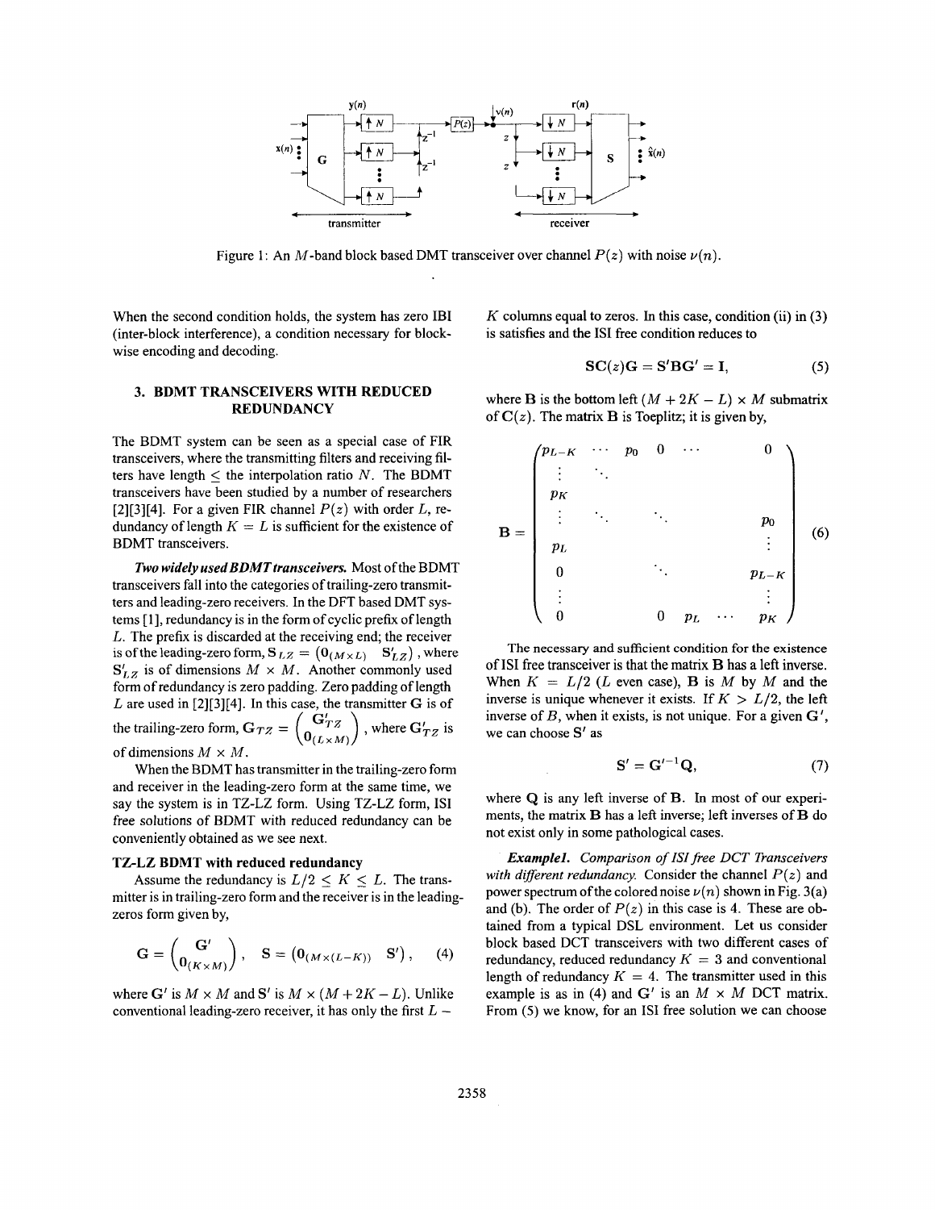Figure 1: An $M$-band block based DMT transceiver over channel $P(z)$ with noise $\nu(n)$.

When the second condition holds, the system has zero IBI (inter-block interference), a condition necessary for blockwise encoding and decoding.

## 3. BDMT TRANSCEIVERS WITH REDUCED REDUNDANCY

The BDMT system can be seen as a special case of FIR transceivers, where the transmitting filters and receiving filters have length $\leq$ the interpolation ratio $N$. The BDMT transceivers have been studied by a number of researchers [2][3][4]. For a given FIR channel $P(z)$ with order $L$, redundancy of length $K = L$ is sufficient for the existence of BDMT transceivers.

***Two widely used BDMT transceivers.*** Most of the BDMT transceivers fall into the categories of trailing-zero transmitters and leading-zero receivers. In the DFT based DMT systems [1], redundancy is in the form of cyclic prefix of length $L$. The prefix is discarded at the receiving end; the receiver is of the leading-zero form, $\mathbf{S}_{LZ} = \begin{pmatrix} \mathbf{0}_{(M\times L)} & \mathbf{S}'_{LZ} \end{pmatrix}$, where $\mathbf{S}'_{LZ}$ is of dimensions $M \times M$. Another commonly used form of redundancy is zero padding. Zero padding of length $L$ are used in [2][3][4]. In this case, the transmitter $\mathbf{G}$ is of the trailing-zero form, $\mathbf{G}_{TZ} = \begin{pmatrix} \mathbf{G}'_{TZ} \\ \mathbf{0}_{(L\times M)} \end{pmatrix}$, where $\mathbf{G}'_{TZ}$ is of dimensions $M \times M$.

When the BDMT has transmitter in the trailing-zero form and receiver in the leading-zero form at the same time, we say the system is in TZ-LZ form. Using TZ-LZ form, ISI free solutions of BDMT with reduced redundancy can be conveniently obtained as we see next.

**TZ-LZ BDMT with reduced redundancy**

Assume the redundancy is $L/2 \leq K \leq L$. The transmitter is in trailing-zero form and the receiver is in the leading-zeros form given by,

$$\mathbf{G} = \begin{pmatrix} \mathbf{G}' \\ \mathbf{0}_{(K\times M)} \end{pmatrix}, \quad \mathbf{S} = \begin{pmatrix} \mathbf{0}_{(M\times(L-K))} & \mathbf{S}' \end{pmatrix}, \tag{4}$$

where $\mathbf{G}'$ is $M \times M$ and $\mathbf{S}'$ is $M \times (M + 2K - L)$. Unlike conventional leading-zero receiver, it has only the first $L - K$ columns equal to zeros. In this case, condition (ii) in (3) is satisfies and the ISI free condition reduces to

$$\mathbf{S}\mathbf{C}(z)\mathbf{G} = \mathbf{S}'\mathbf{B}\mathbf{G}' = \mathbf{I}, \tag{5}$$

where $\mathbf{B}$ is the bottom left $(M + 2K - L) \times M$ submatrix of $\mathbf{C}(z)$. The matrix $\mathbf{B}$ is Toeplitz; it is given by,

$$\mathbf{B} = \begin{pmatrix} p_{L-K} & \cdots & p_0 & 0 & \cdots & 0 \\ \vdots & \ddots & & & & \\ p_K & & & & & \\ \vdots & \ddots & & \ddots & & p_0 \\ p_L & & & & & \vdots \\ 0 & & & \ddots & & p_{L-K} \\ \vdots & & & & & \vdots \\ 0 & & & 0 & p_L \cdots & p_K \end{pmatrix} \tag{6}$$

The necessary and sufficient condition for the existence of ISI free transceiver is that the matrix $\mathbf{B}$ has a left inverse. When $K = L/2$ ($L$ even case), $\mathbf{B}$ is $M$ by $M$ and the inverse is unique whenever it exists. If $K > L/2$, the left inverse of $B$, when it exists, is not unique. For a given $\mathbf{G}'$, we can choose $\mathbf{S}'$ as

$$\mathbf{S}' = \mathbf{G}'^{-1}\mathbf{Q}, \tag{7}$$

where $\mathbf{Q}$ is any left inverse of $\mathbf{B}$. In most of our experiments, the matrix $\mathbf{B}$ has a left inverse; left inverses of $\mathbf{B}$ do not exist only in some pathological cases.

***Example1.*** *Comparison of ISI free DCT Transceivers with different redundancy.* Consider the channel $P(z)$ and power spectrum of the colored noise $\nu(n)$ shown in Fig. 3(a) and (b). The order of $P(z)$ in this case is 4. These are obtained from a typical DSL environment. Let us consider block based DCT transceivers with two different cases of redundancy, reduced redundancy $K = 3$ and conventional length of redundancy $K = 4$. The transmitter used in this example is as in (4) and $\mathbf{G}'$ is an $M \times M$ DCT matrix. From (5) we know, for an ISI free solution we can choose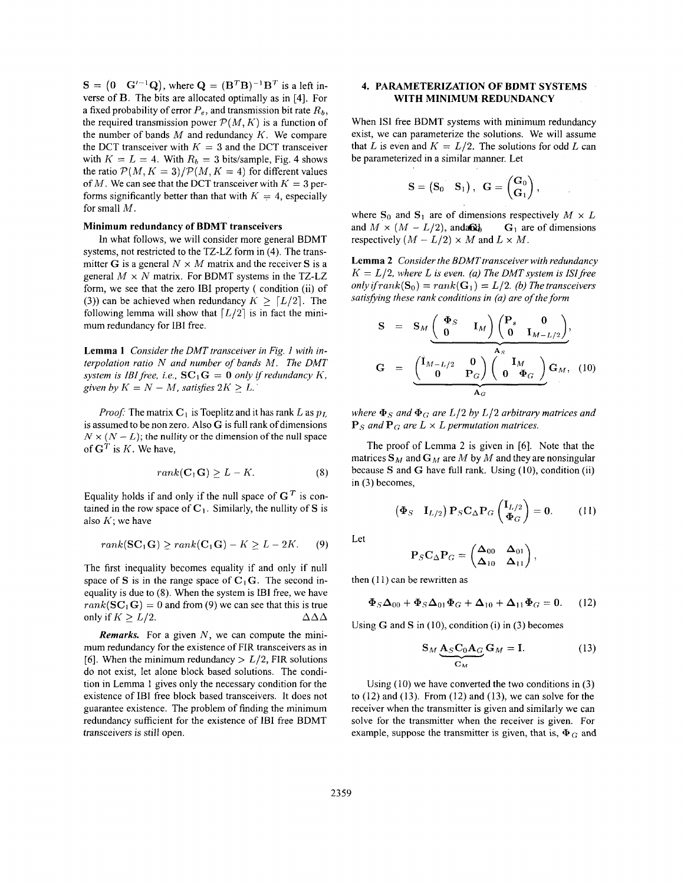$\mathbf{S} = (\mathbf{0} \quad \mathbf{G}'^{-1}\mathbf{Q})$, where $\mathbf{Q} = (\mathbf{B}^T\mathbf{B})^{-1}\mathbf{B}^T$ is a left inverse of $\mathbf{B}$. The bits are allocated optimally as in [4]. For a fixed probability of error $P_e$, and transmission bit rate $R_b$, the required transmission power $\mathcal{P}(M, K)$ is a function of the number of bands $M$ and redundancy $K$. We compare the DCT transceiver with $K = 3$ and the DCT transceiver with $K = L = 4$. With $R_b = 3$ bits/sample, Fig. 4 shows the ratio $\mathcal{P}(M, K = 3)/\mathcal{P}(M, K = 4)$ for different values of $M$. We can see that the DCT transceiver with $K = 3$ performs significantly better than that with $K = 4$, especially for small $M$.

**Minimum redundancy of BDMT transceivers**

In what follows, we will consider more general BDMT systems, not restricted to the TZ-LZ form in (4). The transmitter $\mathbf{G}$ is a general $N \times M$ matrix and the receiver $\mathbf{S}$ is a general $M \times N$ matrix. For BDMT systems in the TZ-LZ form, we see that the zero IBI property ( condition (ii) of (3)) can be achieved when redundancy $K \geq \lceil L/2 \rceil$. The following lemma will show that $\lceil L/2 \rceil$ is in fact the minimum redundancy for IBI free.

**Lemma 1** *Consider the DMT transceiver in Fig. 1 with interpolation ratio $N$ and number of bands $M$. The DMT system is IBI free, i.e., $\mathbf{SC}_1\mathbf{G} = \mathbf{0}$ only if redundancy $K$, given by $K = N - M$, satisfies $2K \geq L$.*

*Proof:* The matrix $\mathbf{C}_1$ is Toeplitz and it has rank $L$ as $p_L$ is assumed to be non zero. Also $\mathbf{G}$ is full rank of dimensions $N \times (N - L)$; the nullity or the dimension of the null space of $\mathbf{G}^T$ is $K$. We have,

$$rank(\mathbf{C}_1\mathbf{G}) \geq L - K. \tag{8}$$

Equality holds if and only if the null space of $\mathbf{G}^T$ is contained in the row space of $\mathbf{C}_1$. Similarly, the nullity of $\mathbf{S}$ is also $K$; we have

$$rank(\mathbf{SC}_1\mathbf{G}) \geq rank(\mathbf{C}_1\mathbf{G}) - K \geq L - 2K. \tag{9}$$

The first inequality becomes equality if and only if null space of $\mathbf{S}$ is in the range space of $\mathbf{C}_1\mathbf{G}$. The second inequality is due to (8). When the system is IBI free, we have $rank(\mathbf{SC}_1\mathbf{G}) = 0$ and from (9) we can see that this is true only if $K \geq L/2$. $\Delta\Delta\Delta$

***Remarks.*** For a given $N$, we can compute the minimum redundancy for the existence of FIR transceivers as in [6]. When the minimum redundancy $> L/2$, FIR solutions do not exist, let alone block based solutions. The condition in Lemma 1 gives only the necessary condition for the existence of IBI free block based transceivers. It does not guarantee existence. The problem of finding the minimum redundancy sufficient for the existence of IBI free BDMT transceivers is still open.

## 4. PARAMETERIZATION OF BDMT SYSTEMS WITH MINIMUM REDUNDANCY

When ISI free BDMT systems with minimum redundancy exist, we can parameterize the solutions. We will assume that $L$ is even and $K = L/2$. The solutions for odd $L$ can be parameterized in a similar manner. Let

$$\mathbf{S} = \begin{pmatrix}\mathbf{S}_0 & \mathbf{S}_1\end{pmatrix}, \quad \mathbf{G} = \begin{pmatrix}\mathbf{G}_0 \\ \mathbf{G}_1\end{pmatrix},$$

where $\mathbf{S}_0$ and $\mathbf{S}_1$ are of dimensions respectively $M \times L$ and $M \times (M - L/2)$, and $\mathbf{G}_0$ $\mathbf{G}_1$ are of dimensions respectively $(M - L/2) \times M$ and $L \times M$.

**Lemma 2** *Consider the BDMT transceiver with redundancy $K = L/2$, where $L$ is even. (a) The DMT system is ISI free only if $rank(\mathbf{S}_0) = rank(\mathbf{G}_1) = L/2$. (b) The transceivers satisfying these rank conditions in (a) are of the form*

$$\mathbf{S} = \mathbf{S}_M \underbrace{\begin{pmatrix}\mathbf{\Phi}_S & \mathbf{I}_M \\ \mathbf{0} & \end{pmatrix}\begin{pmatrix}\mathbf{P}_s & \mathbf{0} \\ \mathbf{0} & \mathbf{I}_{M-L/2}\end{pmatrix}}_{\mathbf{A}_S},$$

$$\mathbf{G} = \underbrace{\begin{pmatrix}\mathbf{I}_{M-L/2} & \mathbf{0} \\ \mathbf{0} & \mathbf{P}_G\end{pmatrix}\begin{pmatrix} & \mathbf{I}_M \\ \mathbf{0} & \mathbf{\Phi}_G\end{pmatrix}}_{\mathbf{A}_G}\mathbf{G}_M, \tag{10}$$

*where $\mathbf{\Phi}_S$ and $\mathbf{\Phi}_G$ are $L/2$ by $L/2$ arbitrary matrices and $\mathbf{P}_S$ and $\mathbf{P}_G$ are $L \times L$ permutation matrices.*

The proof of Lemma 2 is given in [6]. Note that the matrices $\mathbf{S}_M$ and $\mathbf{G}_M$ are $M$ by $M$ and they are nonsingular because $\mathbf{S}$ and $\mathbf{G}$ have full rank. Using (10), condition (ii) in (3) becomes,

$$\begin{pmatrix}\mathbf{\Phi}_S & \mathbf{I}_{L/2}\end{pmatrix}\mathbf{P}_S\mathbf{C}_\Delta\mathbf{P}_G\begin{pmatrix}\mathbf{I}_{L/2} \\ \mathbf{\Phi}_G\end{pmatrix} = \mathbf{0}. \tag{11}$$

Let

$$\mathbf{P}_S\mathbf{C}_\Delta\mathbf{P}_G = \begin{pmatrix}\mathbf{\Delta}_{00} & \mathbf{\Delta}_{01} \\ \mathbf{\Delta}_{10} & \mathbf{\Delta}_{11}\end{pmatrix},$$

then (11) can be rewritten as

$$\mathbf{\Phi}_S\mathbf{\Delta}_{00} + \mathbf{\Phi}_S\mathbf{\Delta}_{01}\mathbf{\Phi}_G + \mathbf{\Delta}_{10} + \mathbf{\Delta}_{11}\mathbf{\Phi}_G = \mathbf{0}. \tag{12}$$

Using $\mathbf{G}$ and $\mathbf{S}$ in (10), condition (i) in (3) becomes

$$\mathbf{S}_M \underbrace{\mathbf{A}_S\mathbf{C}_0\mathbf{A}_G}_{\mathbf{C}_M} \mathbf{G}_M = \mathbf{I}. \tag{13}$$

Using (10) we have converted the two conditions in (3) to (12) and (13). From (12) and (13), we can solve for the receiver when the transmitter is given and similarly we can solve for the transmitter when the receiver is given. For example, suppose the transmitter is given, that is, $\mathbf{\Phi}_G$ and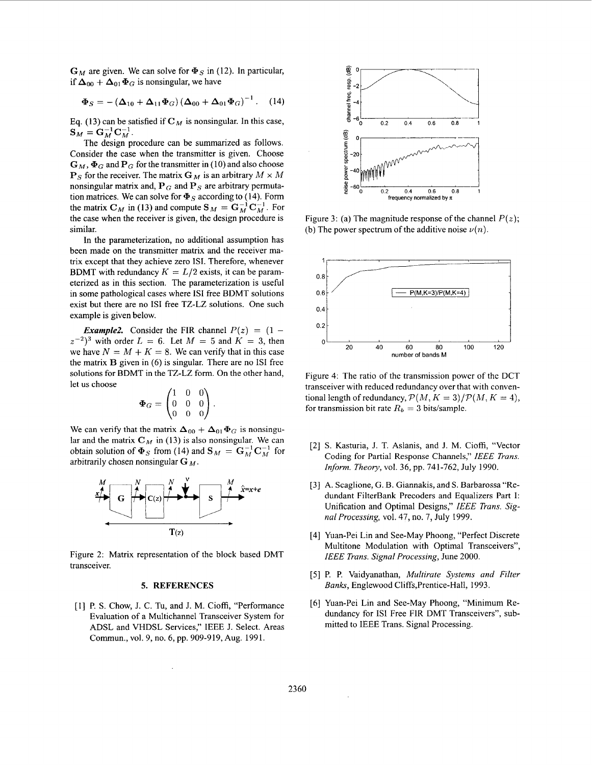$\mathbf{G}_M$ are given. We can solve for $\mathbf{\Phi}_S$ in (12). In particular, if $\mathbf{\Delta}_{00} + \mathbf{\Delta}_{01}\mathbf{\Phi}_G$ is nonsingular, we have

$$\mathbf{\Phi}_S = -\left(\mathbf{\Delta}_{10} + \mathbf{\Delta}_{11}\mathbf{\Phi}_G\right)\left(\mathbf{\Delta}_{00} + \mathbf{\Delta}_{01}\mathbf{\Phi}_G\right)^{-1}. \quad (14)$$

Eq. (13) can be satisfied if $\mathbf{C}_M$ is nonsingular. In this case, $\mathbf{S}_M = \mathbf{G}_M^{-1}\mathbf{C}_M^{-1}$.

The design procedure can be summarized as follows. Consider the case when the transmitter is given. Choose $\mathbf{G}_M$, $\mathbf{\Phi}_G$ and $\mathbf{P}_G$ for the transmitter in (10) and also choose $\mathbf{P}_S$ for the receiver. The matrix $\mathbf{G}_M$ is an arbitrary $M \times M$ nonsingular matrix and, $\mathbf{P}_G$ and $\mathbf{P}_S$ are arbitrary permutation matrices. We can solve for $\mathbf{\Phi}_S$ according to (14). Form the matrix $\mathbf{C}_M$ in (13) and compute $\mathbf{S}_M = \mathbf{G}_M^{-1}\mathbf{C}_M^{-1}$. For the case when the receiver is given, the design procedure is similar.

In the parameterization, no additional assumption has been made on the transmitter matrix and the receiver matrix except that they achieve zero ISI. Therefore, whenever BDMT with redundancy $K = L/2$ exists, it can be parameterized as in this section. The parameterization is useful in some pathological cases where ISI free BDMT solutions exist but there are no ISI free TZ-LZ solutions. One such example is given below.

***Example2.*** Consider the FIR channel $P(z) = (1 - z^{-2})^3$ with order $L = 6$. Let $M = 5$ and $K = 3$, then we have $N = M + K = 8$. We can verify that in this case the matrix $\mathbf{B}$ given in (6) is singular. There are no ISI free solutions for BDMT in the TZ-LZ form. On the other hand, let us choose

$$\mathbf{\Phi}_G = \begin{pmatrix} 1 & 0 & 0 \\ 0 & 0 & 0 \\ 0 & 0 & 0 \end{pmatrix}.$$

We can verify that the matrix $\mathbf{\Delta}_{00} + \mathbf{\Delta}_{01}\mathbf{\Phi}_G$ is nonsingular and the matrix $\mathbf{C}_M$ in (13) is also nonsingular. We can obtain solution of $\mathbf{\Phi}_S$ from (14) and $\mathbf{S}_M = \mathbf{G}_M^{-1}\mathbf{C}_M^{-1}$ for arbitrarily chosen nonsingular $\mathbf{G}_M$.

M N N v M
x G C(z) S x̂=x+e
T(z)

Figure 2: Matrix representation of the block based DMT transceiver.

channel freq. resp. (dB)
0
-2
-4
-6
0 0.2 0.4 0.6 0.8 1

noise power spectrum (dB)
0
-20
-40
-60
0 0.2 0.4 0.6 0.8 1
frequency normalized by π

Figure 3: (a) The magnitude response of the channel $P(z)$; (b) The power spectrum of the additive noise $\nu(n)$.

P(M,K=3)/P(M,K=4)
1
0.8
0.6
0.4
0.2
0
20 40 60 80 100 120
number of bands M

Figure 4: The ratio of the transmission power of the DCT transceiver with reduced redundancy over that with conventional length of redundancy, $\mathcal{P}(M, K = 3)/\mathcal{P}(M, K = 4)$, for transmission bit rate $R_b = 3$ bits/sample.

## 5. REFERENCES

[1] P. S. Chow, J. C. Tu, and J. M. Cioffi, "Performance Evaluation of a Multichannel Transceiver System for ADSL and VHDSL Services," IEEE J. Select. Areas Commun., vol. 9, no. 6, pp. 909-919, Aug. 1991.

[2] S. Kasturia, J. T. Aslanis, and J. M. Cioffi, "Vector Coding for Partial Response Channels," *IEEE Trans. Inform. Theory*, vol. 36, pp. 741-762, July 1990.

[3] A. Scaglione, G. B. Giannakis, and S. Barbarossa "Redundant FilterBank Precoders and Equalizers Part I: Unification and Optimal Designs," *IEEE Trans. Signal Processing*, vol. 47, no. 7, July 1999.

[4] Yuan-Pei Lin and See-May Phoong, "Perfect Discrete Multitone Modulation with Optimal Transceivers", *IEEE Trans. Signal Processing*, June 2000.

[5] P. P. Vaidyanathan, *Multirate Systems and Filter Banks*, Englewood Cliffs,Prentice-Hall, 1993.

[6] Yuan-Pei Lin and See-May Phoong, "Minimum Redundancy for ISI Free FIR DMT Transceivers", submitted to IEEE Trans. Signal Processing.